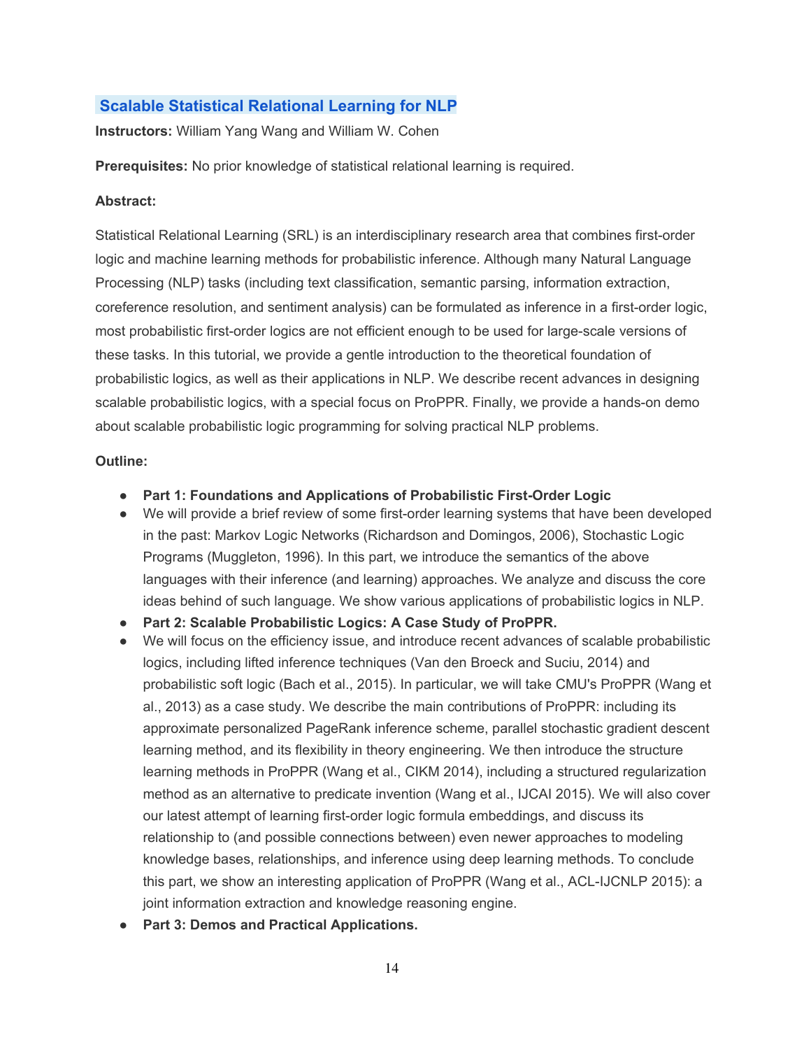## Scalable Statistical Relational Learning for NLP

**Instructors:** William Yang Wang and William W. Cohen

**Prerequisites:** No prior knowledge of statistical relational learning is required.

**Abstract:**

Statistical Relational Learning (SRL) is an interdisciplinary research area that combines first-order logic and machine learning methods for probabilistic inference. Although many Natural Language Processing (NLP) tasks (including text classification, semantic parsing, information extraction, coreference resolution, and sentiment analysis) can be formulated as inference in a first-order logic, most probabilistic first-order logics are not efficient enough to be used for large-scale versions of these tasks. In this tutorial, we provide a gentle introduction to the theoretical foundation of probabilistic logics, as well as their applications in NLP. We describe recent advances in designing scalable probabilistic logics, with a special focus on ProPPR. Finally, we provide a hands-on demo about scalable probabilistic logic programming for solving practical NLP problems.

**Outline:**

- **Part 1: Foundations and Applications of Probabilistic First-Order Logic**
- We will provide a brief review of some first-order learning systems that have been developed in the past: Markov Logic Networks (Richardson and Domingos, 2006), Stochastic Logic Programs (Muggleton, 1996). In this part, we introduce the semantics of the above languages with their inference (and learning) approaches. We analyze and discuss the core ideas behind of such language. We show various applications of probabilistic logics in NLP.
- **Part 2: Scalable Probabilistic Logics: A Case Study of ProPPR.**
- We will focus on the efficiency issue, and introduce recent advances of scalable probabilistic logics, including lifted inference techniques (Van den Broeck and Suciu, 2014) and probabilistic soft logic (Bach et al., 2015). In particular, we will take CMU's ProPPR (Wang et al., 2013) as a case study. We describe the main contributions of ProPPR: including its approximate personalized PageRank inference scheme, parallel stochastic gradient descent learning method, and its flexibility in theory engineering. We then introduce the structure learning methods in ProPPR (Wang et al., CIKM 2014), including a structured regularization method as an alternative to predicate invention (Wang et al., IJCAI 2015). We will also cover our latest attempt of learning first-order logic formula embeddings, and discuss its relationship to (and possible connections between) even newer approaches to modeling knowledge bases, relationships, and inference using deep learning methods. To conclude this part, we show an interesting application of ProPPR (Wang et al., ACL-IJCNLP 2015): a joint information extraction and knowledge reasoning engine.
- **Part 3: Demos and Practical Applications.**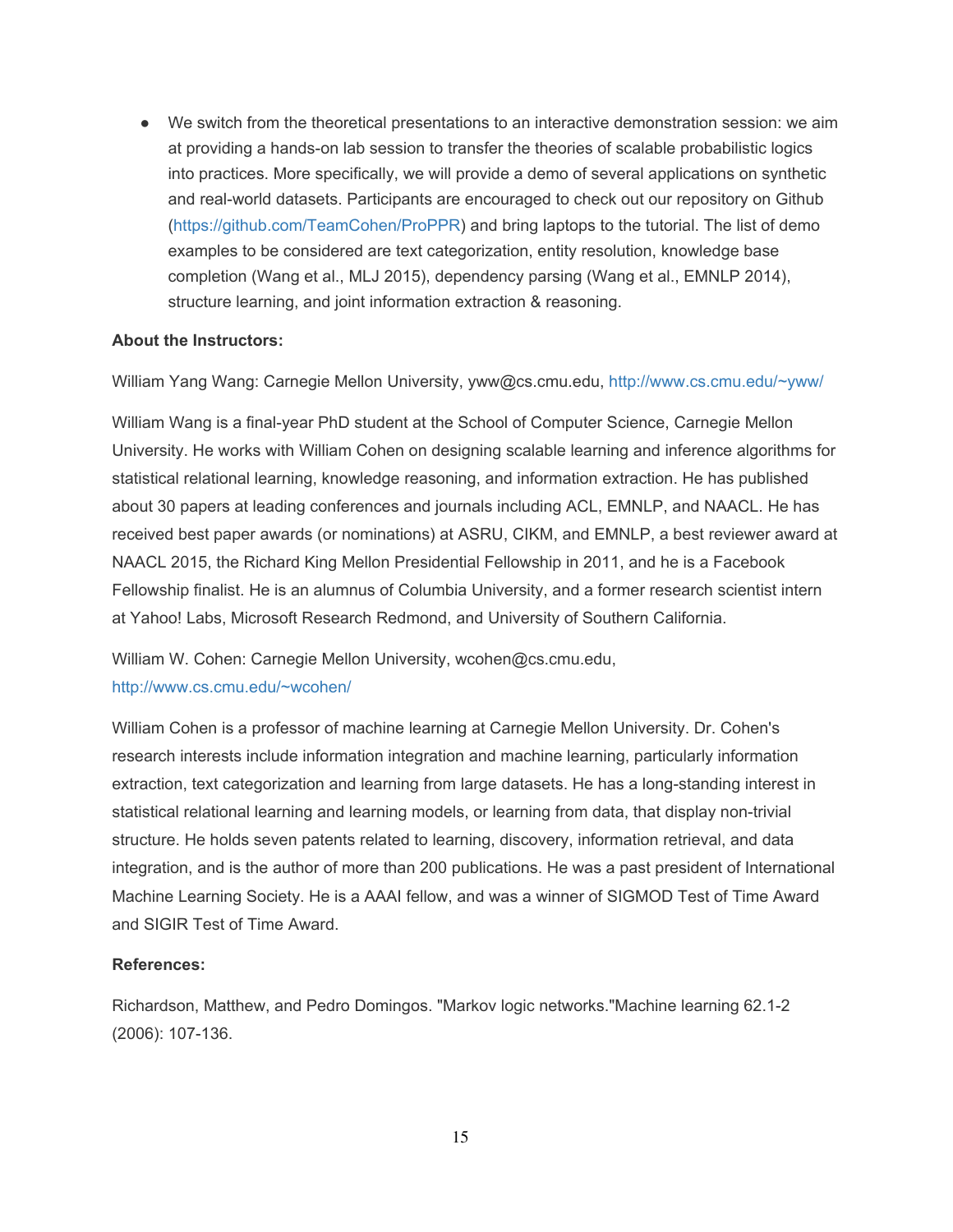- We switch from the theoretical presentations to an interactive demonstration session: we aim at providing a hands-on lab session to transfer the theories of scalable probabilistic logics into practices. More specifically, we will provide a demo of several applications on synthetic and real-world datasets. Participants are encouraged to check out our repository on Github (https://github.com/TeamCohen/ProPPR) and bring laptops to the tutorial. The list of demo examples to be considered are text categorization, entity resolution, knowledge base completion (Wang et al., MLJ 2015), dependency parsing (Wang et al., EMNLP 2014), structure learning, and joint information extraction & reasoning.

**About the Instructors:**

William Yang Wang: Carnegie Mellon University, yww@cs.cmu.edu, http://www.cs.cmu.edu/~yww/

William Wang is a final-year PhD student at the School of Computer Science, Carnegie Mellon University. He works with William Cohen on designing scalable learning and inference algorithms for statistical relational learning, knowledge reasoning, and information extraction. He has published about 30 papers at leading conferences and journals including ACL, EMNLP, and NAACL. He has received best paper awards (or nominations) at ASRU, CIKM, and EMNLP, a best reviewer award at NAACL 2015, the Richard King Mellon Presidential Fellowship in 2011, and he is a Facebook Fellowship finalist. He is an alumnus of Columbia University, and a former research scientist intern at Yahoo! Labs, Microsoft Research Redmond, and University of Southern California.

William W. Cohen: Carnegie Mellon University, wcohen@cs.cmu.edu, http://www.cs.cmu.edu/~wcohen/

William Cohen is a professor of machine learning at Carnegie Mellon University. Dr. Cohen's research interests include information integration and machine learning, particularly information extraction, text categorization and learning from large datasets. He has a long-standing interest in statistical relational learning and learning models, or learning from data, that display non-trivial structure. He holds seven patents related to learning, discovery, information retrieval, and data integration, and is the author of more than 200 publications. He was a past president of International Machine Learning Society. He is a AAAI fellow, and was a winner of SIGMOD Test of Time Award and SIGIR Test of Time Award.

**References:**

Richardson, Matthew, and Pedro Domingos. "Markov logic networks."Machine learning 62.1-2 (2006): 107-136.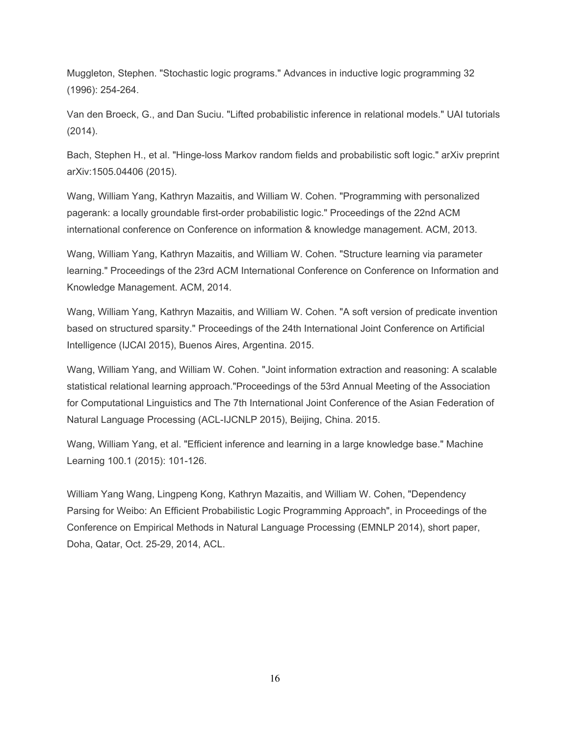Muggleton, Stephen. "Stochastic logic programs." Advances in inductive logic programming 32 (1996): 254-264.

Van den Broeck, G., and Dan Suciu. "Lifted probabilistic inference in relational models." UAI tutorials (2014).

Bach, Stephen H., et al. "Hinge-loss Markov random fields and probabilistic soft logic." arXiv preprint arXiv:1505.04406 (2015).

Wang, William Yang, Kathryn Mazaitis, and William W. Cohen. "Programming with personalized pagerank: a locally groundable first-order probabilistic logic." Proceedings of the 22nd ACM international conference on Conference on information & knowledge management. ACM, 2013.

Wang, William Yang, Kathryn Mazaitis, and William W. Cohen. "Structure learning via parameter learning." Proceedings of the 23rd ACM International Conference on Conference on Information and Knowledge Management. ACM, 2014.

Wang, William Yang, Kathryn Mazaitis, and William W. Cohen. "A soft version of predicate invention based on structured sparsity." Proceedings of the 24th International Joint Conference on Artificial Intelligence (IJCAI 2015), Buenos Aires, Argentina. 2015.

Wang, William Yang, and William W. Cohen. "Joint information extraction and reasoning: A scalable statistical relational learning approach."Proceedings of the 53rd Annual Meeting of the Association for Computational Linguistics and The 7th International Joint Conference of the Asian Federation of Natural Language Processing (ACL-IJCNLP 2015), Beijing, China. 2015.

Wang, William Yang, et al. "Efficient inference and learning in a large knowledge base." Machine Learning 100.1 (2015): 101-126.

William Yang Wang, Lingpeng Kong, Kathryn Mazaitis, and William W. Cohen, "Dependency Parsing for Weibo: An Efficient Probabilistic Logic Programming Approach", in Proceedings of the Conference on Empirical Methods in Natural Language Processing (EMNLP 2014), short paper, Doha, Qatar, Oct. 25-29, 2014, ACL.